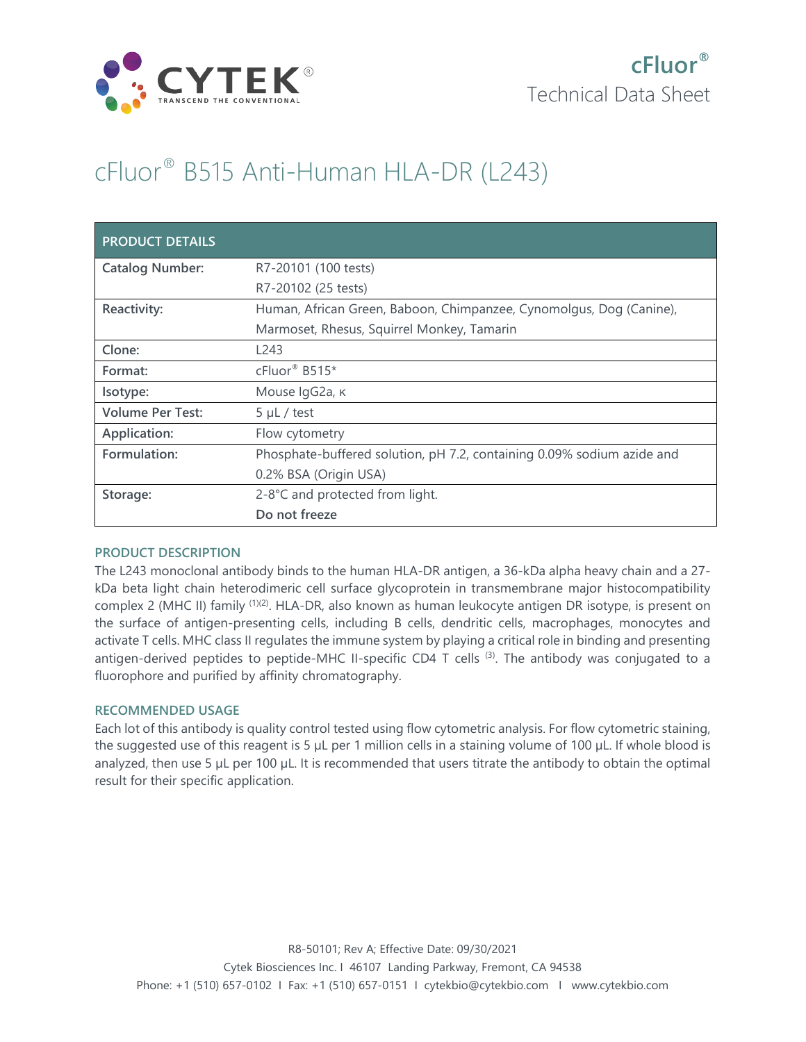# cFluor® B515 Anti-Human HLA-DR (L243)

| PRODUCT DETAILS | |
|---|---|
| **Catalog Number:** | R7-20101 (100 tests)<br>R7-20102 (25 tests) |
| **Reactivity:** | Human, African Green, Baboon, Chimpanzee, Cynomolgus, Dog (Canine), Marmoset, Rhesus, Squirrel Monkey, Tamarin |
| **Clone:** | L243 |
| **Format:** | cFluor® B515* |
| **Isotype:** | Mouse IgG2a, κ |
| **Volume Per Test:** | 5 µL / test |
| **Application:** | Flow cytometry |
| **Formulation:** | Phosphate-buffered solution, pH 7.2, containing 0.09% sodium azide and 0.2% BSA (Origin USA) |
| **Storage:** | 2-8°C and protected from light.<br>**Do not freeze** |

## PRODUCT DESCRIPTION

The L243 monoclonal antibody binds to the human HLA-DR antigen, a 36-kDa alpha heavy chain and a 27-kDa beta light chain heterodimeric cell surface glycoprotein in transmembrane major histocompatibility complex 2 (MHC II) family [1][2]. HLA-DR, also known as human leukocyte antigen DR isotype, is present on the surface of antigen-presenting cells, including B cells, dendritic cells, macrophages, monocytes and activate T cells. MHC class II regulates the immune system by playing a critical role in binding and presenting antigen-derived peptides to peptide-MHC II-specific CD4 T cells [3]. The antibody was conjugated to a fluorophore and purified by affinity chromatography.

## RECOMMENDED USAGE

Each lot of this antibody is quality control tested using flow cytometric analysis. For flow cytometric staining, the suggested use of this reagent is 5 µL per 1 million cells in a staining volume of 100 µL. If whole blood is analyzed, then use 5 µL per 100 µL. It is recommended that users titrate the antibody to obtain the optimal result for their specific application.

R8-50101; Rev A; Effective Date: 09/30/2021

Cytek Biosciences Inc. I 46107 Landing Parkway, Fremont, CA 94538

Phone: +1 (510) 657-0102 I Fax: +1 (510) 657-0151 I cytekbio@cytekbio.com I www.cytekbio.com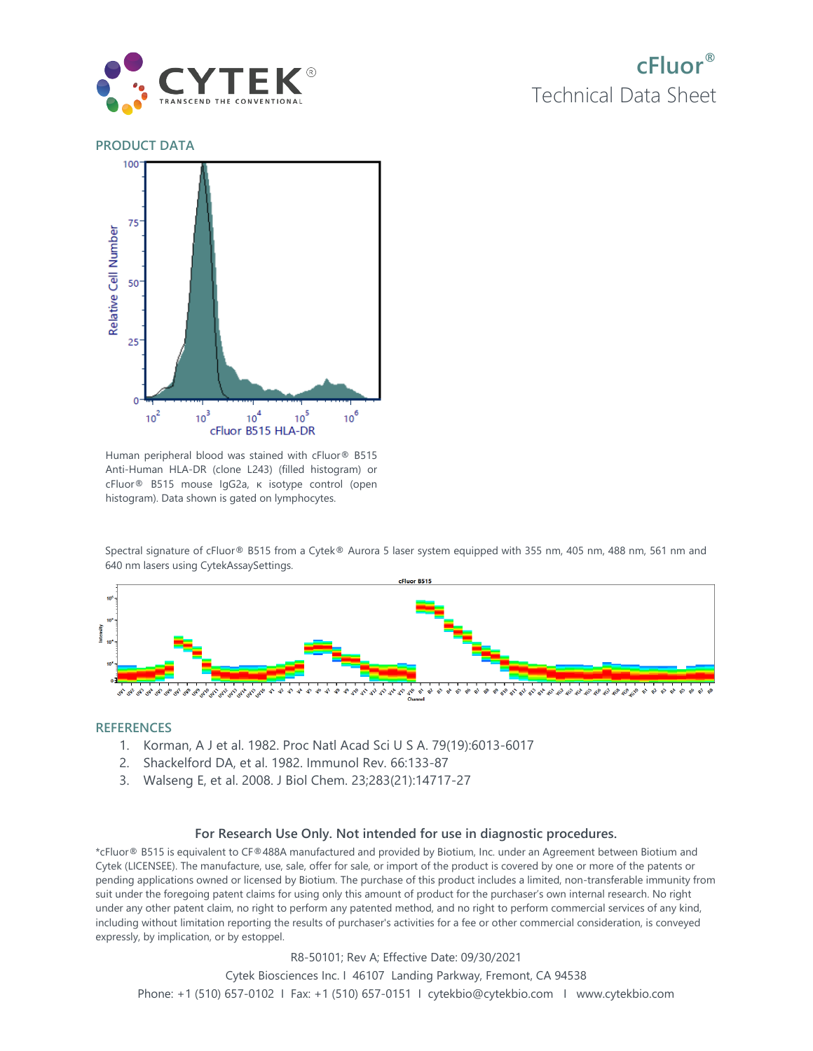## PRODUCT DATA

100
75
50
25
0
Relative Cell Number
$10^2$ $10^3$ $10^4$ $10^5$ $10^6$
cFluor B515 HLA-DR

Human peripheral blood was stained with cFluor® B515 Anti-Human HLA-DR (clone L243) (filled histogram) or cFluor® B515 mouse IgG2a, κ isotype control (open histogram). Data shown is gated on lymphocytes.

Spectral signature of cFluor® B515 from a Cytek® Aurora 5 laser system equipped with 355 nm, 405 nm, 488 nm, 561 nm and 640 nm lasers using CytekAssaySettings.

cFluor B515

## REFERENCES

1. Korman, A J et al. 1982. Proc Natl Acad Sci U S A. 79(19):6013-6017
2. Shackelford DA, et al. 1982. Immunol Rev. 66:133-87
3. Walseng E, et al. 2008. J Biol Chem. 23;283(21):14717-27

**For Research Use Only. Not intended for use in diagnostic procedures.**

*cFluor® B515 is equivalent to CF®488A manufactured and provided by Biotium, Inc. under an Agreement between Biotium and Cytek (LICENSEE). The manufacture, use, sale, offer for sale, or import of the product is covered by one or more of the patents or pending applications owned or licensed by Biotium. The purchase of this product includes a limited, non-transferable immunity from suit under the foregoing patent claims for using only this amount of product for the purchaser's own internal research. No right under any other patent claim, no right to perform any patented method, and no right to perform commercial services of any kind, including without limitation reporting the results of purchaser's activities for a fee or other commercial consideration, is conveyed expressly, by implication, or by estoppel.

R8-50101; Rev A; Effective Date: 09/30/2021

Cytek Biosciences Inc. I 46107 Landing Parkway, Fremont, CA 94538

Phone: +1 (510) 657-0102 I Fax: +1 (510) 657-0151 I cytekbio@cytekbio.com I www.cytekbio.com